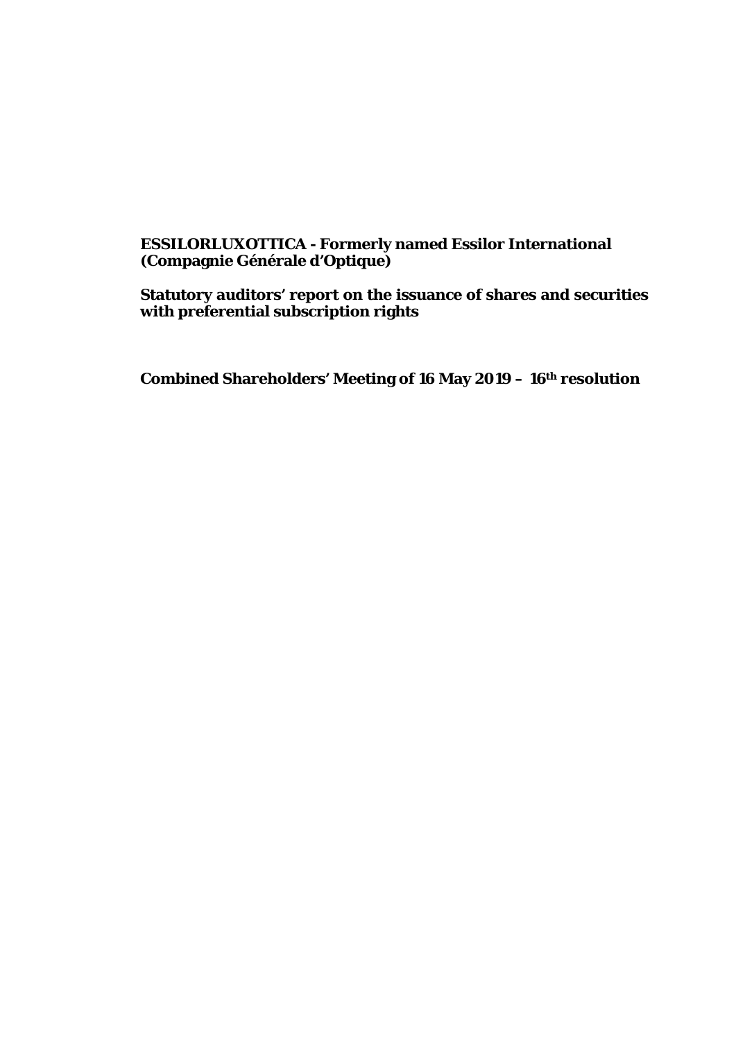**ESSILORLUXOTTICA - Formerly named Essilor International (Compagnie Générale d'Optique)**

**Statutory auditors' report on the issuance of shares and securities with preferential subscription rights**

**Combined Shareholders' Meeting of 16 May 2019 – 16th resolution**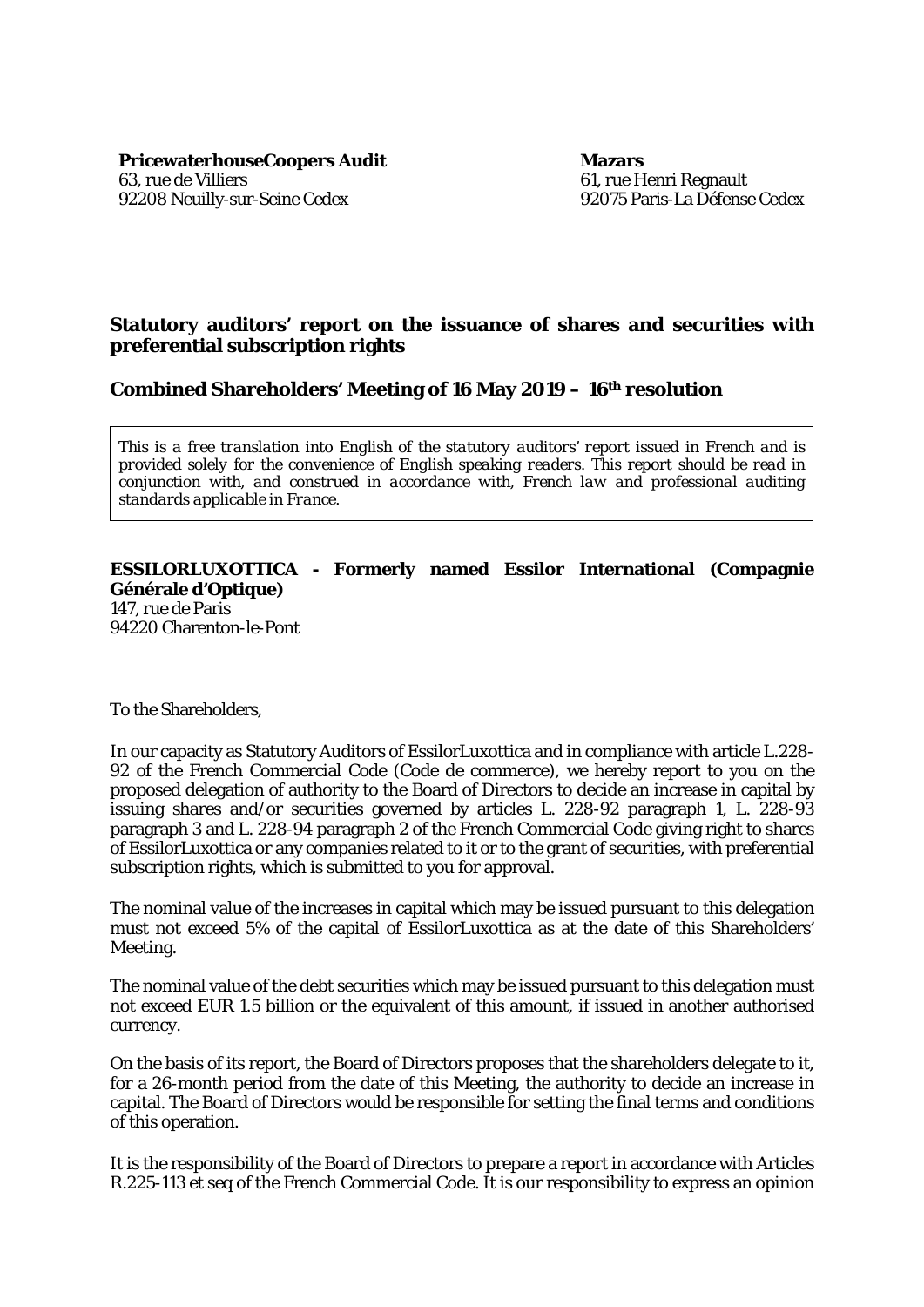**PricewaterhouseCoopers Audit**
63, rue de Villiers
92208 Neuilly-sur-Seine Cedex

**Mazars**
61, rue Henri Regnault
92075 Paris-La Défense Cedex

## Statutory auditors' report on the issuance of shares and securities with preferential subscription rights

## Combined Shareholders' Meeting of 16 May 2019 – 16th resolution

*This is a free translation into English of the statutory auditors' report issued in French and is provided solely for the convenience of English speaking readers. This report should be read in conjunction with, and construed in accordance with, French law and professional auditing standards applicable in France.*

**ESSILORLUXOTTICA - Formerly named Essilor International (Compagnie Générale d'Optique)**
147, rue de Paris
94220 Charenton-le-Pont

To the Shareholders,

In our capacity as Statutory Auditors of EssilorLuxottica and in compliance with article L.228-92 of the French Commercial Code (Code de commerce), we hereby report to you on the proposed delegation of authority to the Board of Directors to decide an increase in capital by issuing shares and/or securities governed by articles L. 228-92 paragraph 1, L. 228-93 paragraph 3 and L. 228-94 paragraph 2 of the French Commercial Code giving right to shares of EssilorLuxottica or any companies related to it or to the grant of securities, with preferential subscription rights, which is submitted to you for approval.

The nominal value of the increases in capital which may be issued pursuant to this delegation must not exceed 5% of the capital of EssilorLuxottica as at the date of this Shareholders' Meeting.

The nominal value of the debt securities which may be issued pursuant to this delegation must not exceed EUR 1.5 billion or the equivalent of this amount, if issued in another authorised currency.

On the basis of its report, the Board of Directors proposes that the shareholders delegate to it, for a 26-month period from the date of this Meeting, the authority to decide an increase in capital. The Board of Directors would be responsible for setting the final terms and conditions of this operation.

It is the responsibility of the Board of Directors to prepare a report in accordance with Articles R.225-113 et seq of the French Commercial Code. It is our responsibility to express an opinion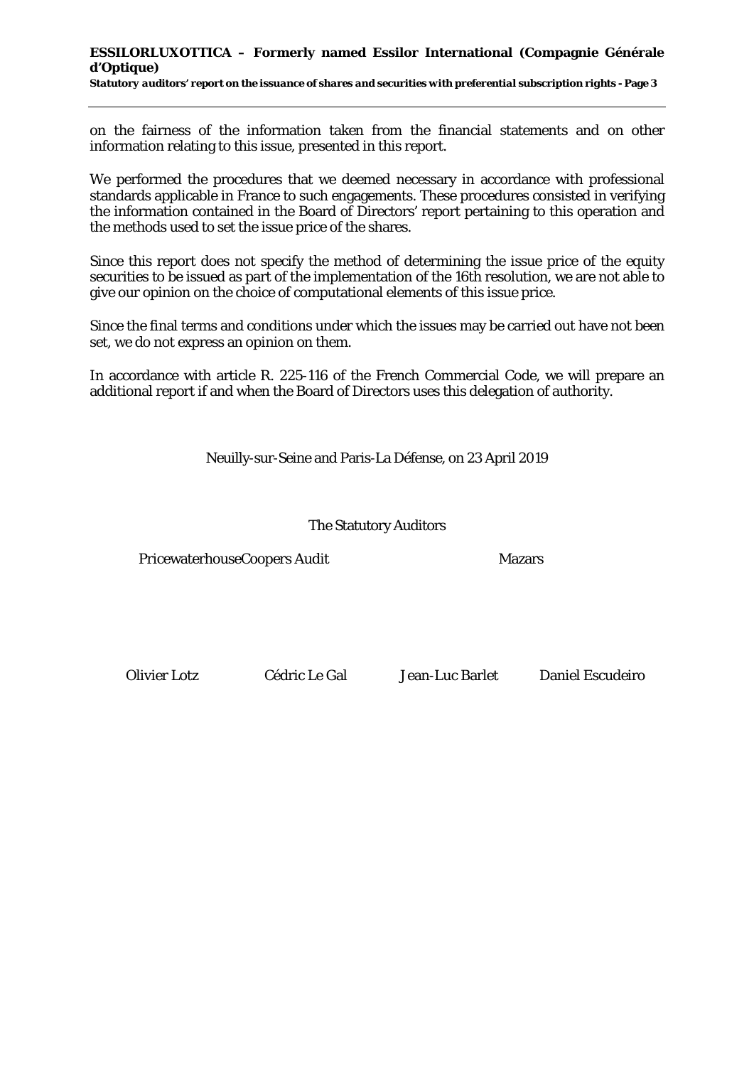on the fairness of the information taken from the financial statements and on other information relating to this issue, presented in this report.

We performed the procedures that we deemed necessary in accordance with professional standards applicable in France to such engagements. These procedures consisted in verifying the information contained in the Board of Directors' report pertaining to this operation and the methods used to set the issue price of the shares.

Since this report does not specify the method of determining the issue price of the equity securities to be issued as part of the implementation of the 16th resolution, we are not able to give our opinion on the choice of computational elements of this issue price.

Since the final terms and conditions under which the issues may be carried out have not been set, we do not express an opinion on them.

In accordance with article R. 225-116 of the French Commercial Code, we will prepare an additional report if and when the Board of Directors uses this delegation of authority.

Neuilly-sur-Seine and Paris-La Défense, on 23 April 2019

The Statutory Auditors

PricewaterhouseCoopers Audit

Mazars

Olivier Lotz

Cédric Le Gal

Jean-Luc Barlet

Daniel Escudeiro